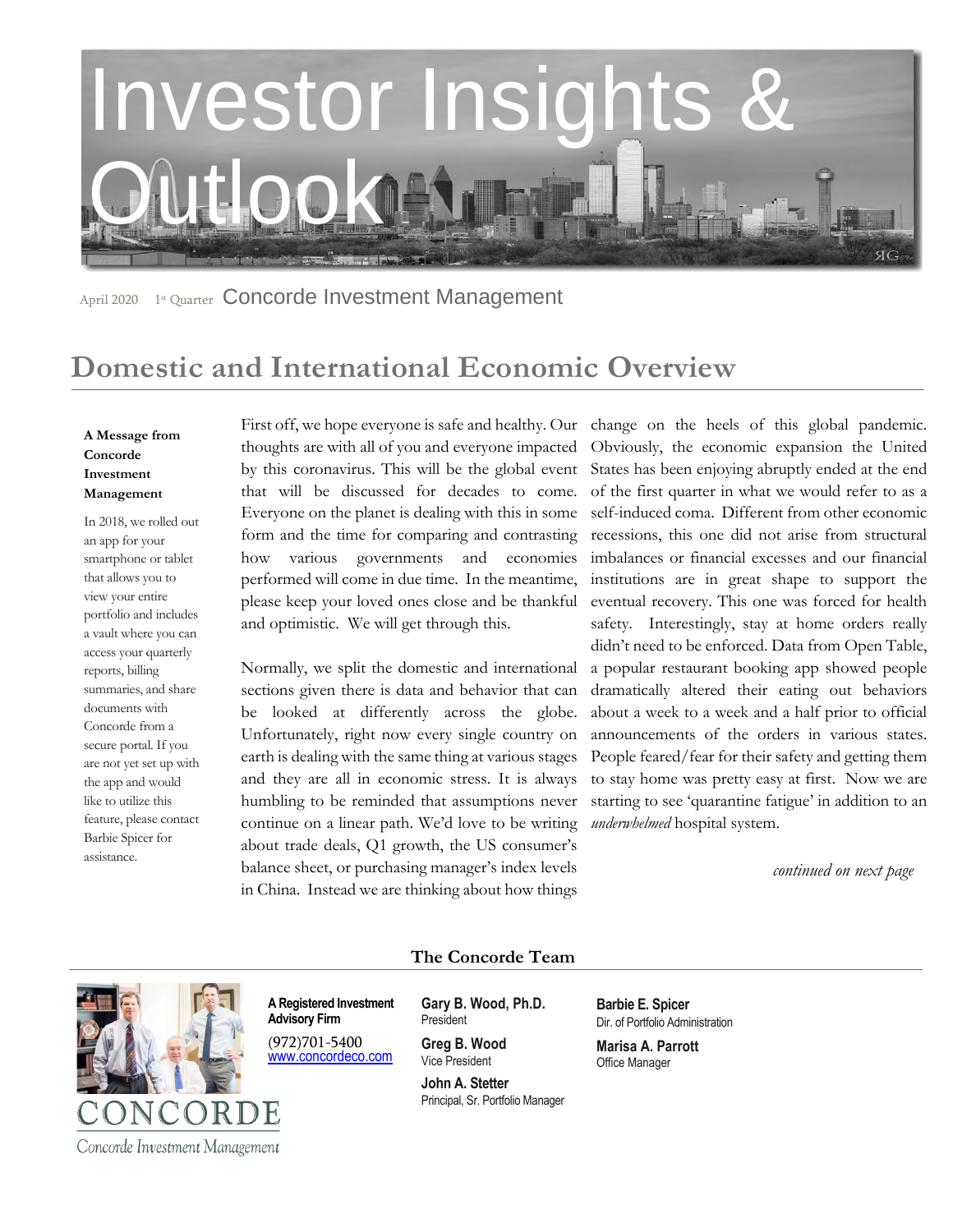# Investor Insights & Outlook

April 2020 1st Quarter Concorde Investment Management

## Domestic and International Economic Overview

**A Message from Concorde Investment Management**

In 2018, we rolled out an app for your smartphone or tablet that allows you to view your entire portfolio and includes a vault where you can access your quarterly reports, billing summaries, and share documents with Concorde from a secure portal. If you are not yet set up with the app and would like to utilize this feature, please contact Barbie Spicer for assistance.

First off, we hope everyone is safe and healthy. Our thoughts are with all of you and everyone impacted by this coronavirus. This will be the global event that will be discussed for decades to come. Everyone on the planet is dealing with this in some form and the time for comparing and contrasting how various governments and economies performed will come in due time. In the meantime, please keep your loved ones close and be thankful and optimistic. We will get through this.

Normally, we split the domestic and international sections given there is data and behavior that can be looked at differently across the globe. Unfortunately, right now every single country on earth is dealing with the same thing at various stages and they are all in economic stress. It is always humbling to be reminded that assumptions never continue on a linear path. We'd love to be writing about trade deals, Q1 growth, the US consumer's balance sheet, or purchasing manager's index levels in China. Instead we are thinking about how things change on the heels of this global pandemic. Obviously, the economic expansion the United States has been enjoying abruptly ended at the end of the first quarter in what we would refer to as a self-induced coma. Different from other economic recessions, this one did not arise from structural imbalances or financial excesses and our financial institutions are in great shape to support the eventual recovery. This one was forced for health safety. Interestingly, stay at home orders really didn't need to be enforced. Data from Open Table, a popular restaurant booking app showed people dramatically altered their eating out behaviors about a week to a week and a half prior to official announcements of the orders in various states. People feared/fear for their safety and getting them to stay home was pretty easy at first. Now we are starting to see 'quarantine fatigue' in addition to an *underwhelmed* hospital system.

*continued on next page*

### The Concorde Team

CONCORDE
Concorde Investment Management

**A Registered Investment Advisory Firm**
(972)701-5400
www.concordeco.com

**Gary B. Wood, Ph.D.**
President

**Greg B. Wood**
Vice President

**John A. Stetter**
Principal, Sr. Portfolio Manager

**Barbie E. Spicer**
Dir. of Portfolio Administration

**Marisa A. Parrott**
Office Manager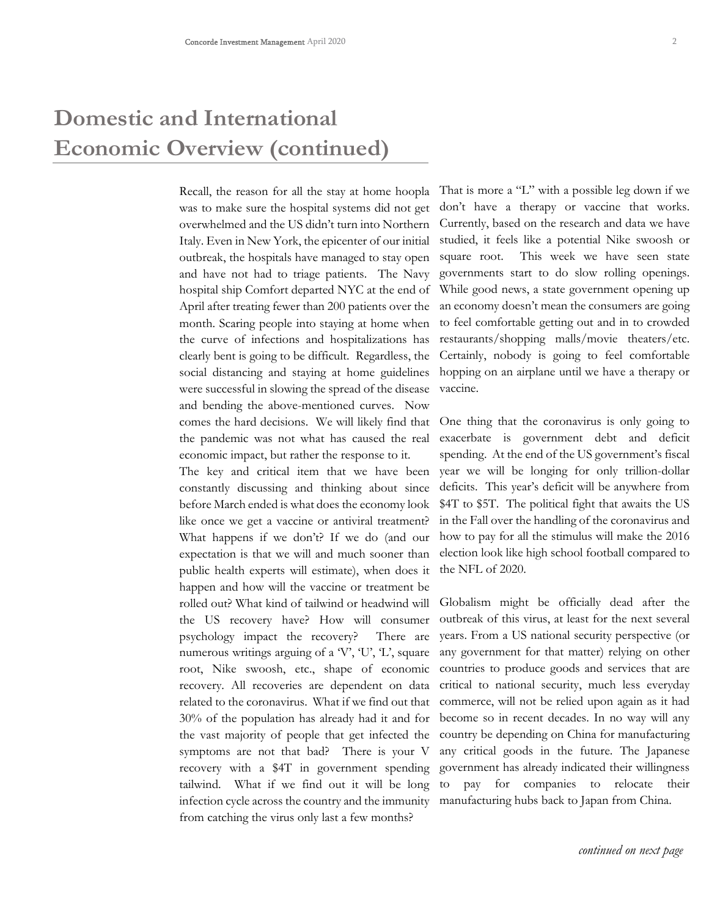# Domestic and International Economic Overview (continued)

Recall, the reason for all the stay at home hoopla was to make sure the hospital systems did not get overwhelmed and the US didn't turn into Northern Italy. Even in New York, the epicenter of our initial outbreak, the hospitals have managed to stay open and have not had to triage patients. The Navy hospital ship Comfort departed NYC at the end of April after treating fewer than 200 patients over the month. Scaring people into staying at home when the curve of infections and hospitalizations has clearly bent is going to be difficult. Regardless, the social distancing and staying at home guidelines were successful in slowing the spread of the disease and bending the above-mentioned curves. Now comes the hard decisions. We will likely find that the pandemic was not what has caused the real economic impact, but rather the response to it.

The key and critical item that we have been constantly discussing and thinking about since before March ended is what does the economy look like once we get a vaccine or antiviral treatment? What happens if we don't? If we do (and our expectation is that we will and much sooner than public health experts will estimate), when does it happen and how will the vaccine or treatment be rolled out? What kind of tailwind or headwind will the US recovery have? How will consumer psychology impact the recovery? There are numerous writings arguing of a 'V', 'U', 'L', square root, Nike swoosh, etc., shape of economic recovery. All recoveries are dependent on data related to the coronavirus. What if we find out that 30% of the population has already had it and for the vast majority of people that get infected the symptoms are not that bad? There is your V recovery with a $4T in government spending tailwind. What if we find out it will be long infection cycle across the country and the immunity from catching the virus only last a few months? That is more a "L" with a possible leg down if we don't have a therapy or vaccine that works. Currently, based on the research and data we have studied, it feels like a potential Nike swoosh or square root. This week we have seen state governments start to do slow rolling openings. While good news, a state government opening up an economy doesn't mean the consumers are going to feel comfortable getting out and in to crowded restaurants/shopping malls/movie theaters/etc. Certainly, nobody is going to feel comfortable hopping on an airplane until we have a therapy or vaccine.

One thing that the coronavirus is only going to exacerbate is government debt and deficit spending. At the end of the US government's fiscal year we will be longing for only trillion-dollar deficits. This year's deficit will be anywhere from $4T to $5T. The political fight that awaits the US in the Fall over the handling of the coronavirus and how to pay for all the stimulus will make the 2016 election look like high school football compared to the NFL of 2020.

Globalism might be officially dead after the outbreak of this virus, at least for the next several years. From a US national security perspective (or any government for that matter) relying on other countries to produce goods and services that are critical to national security, much less everyday commerce, will not be relied upon again as it had become so in recent decades. In no way will any country be depending on China for manufacturing any critical goods in the future. The Japanese government has already indicated their willingness to pay for companies to relocate their manufacturing hubs back to Japan from China.

*continued on next page*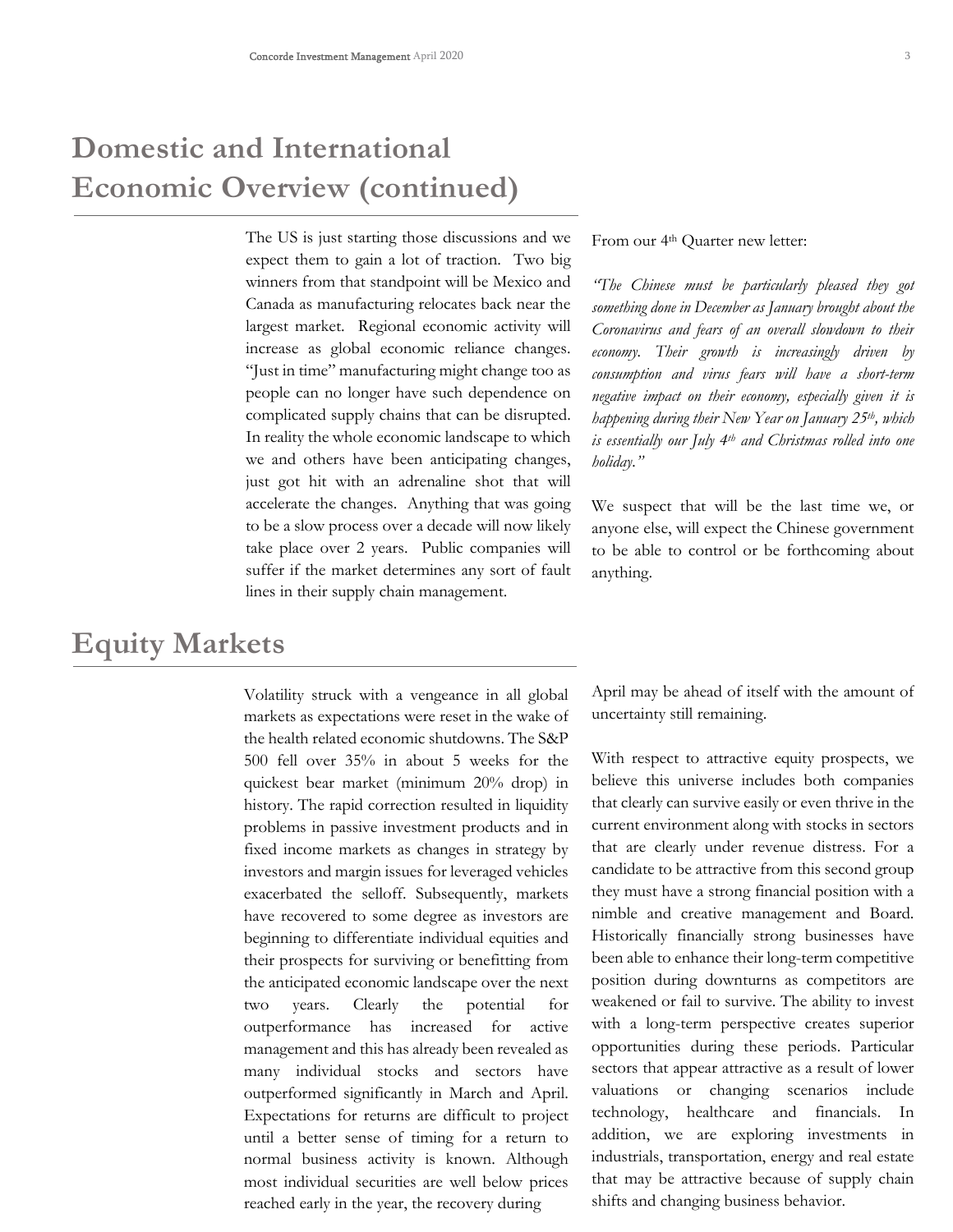# Domestic and International Economic Overview (continued)

The US is just starting those discussions and we expect them to gain a lot of traction. Two big winners from that standpoint will be Mexico and Canada as manufacturing relocates back near the largest market. Regional economic activity will increase as global economic reliance changes. "Just in time" manufacturing might change too as people can no longer have such dependence on complicated supply chains that can be disrupted. In reality the whole economic landscape to which we and others have been anticipating changes, just got hit with an adrenaline shot that will accelerate the changes. Anything that was going to be a slow process over a decade will now likely take place over 2 years. Public companies will suffer if the market determines any sort of fault lines in their supply chain management.

From our 4th Quarter new letter:

*"The Chinese must be particularly pleased they got something done in December as January brought about the Coronavirus and fears of an overall slowdown to their economy. Their growth is increasingly driven by consumption and virus fears will have a short-term negative impact on their economy, especially given it is happening during their New Year on January 25th, which is essentially our July 4th and Christmas rolled into one holiday."*

We suspect that will be the last time we, or anyone else, will expect the Chinese government to be able to control or be forthcoming about anything.

# Equity Markets

Volatility struck with a vengeance in all global markets as expectations were reset in the wake of the health related economic shutdowns. The S&P 500 fell over 35% in about 5 weeks for the quickest bear market (minimum 20% drop) in history. The rapid correction resulted in liquidity problems in passive investment products and in fixed income markets as changes in strategy by investors and margin issues for leveraged vehicles exacerbated the selloff. Subsequently, markets have recovered to some degree as investors are beginning to differentiate individual equities and their prospects for surviving or benefitting from the anticipated economic landscape over the next two years. Clearly the potential for outperformance has increased for active management and this has already been revealed as many individual stocks and sectors have outperformed significantly in March and April. Expectations for returns are difficult to project until a better sense of timing for a return to normal business activity is known. Although most individual securities are well below prices reached early in the year, the recovery during April may be ahead of itself with the amount of uncertainty still remaining.

With respect to attractive equity prospects, we believe this universe includes both companies that clearly can survive easily or even thrive in the current environment along with stocks in sectors that are clearly under revenue distress. For a candidate to be attractive from this second group they must have a strong financial position with a nimble and creative management and Board. Historically financially strong businesses have been able to enhance their long-term competitive position during downturns as competitors are weakened or fail to survive. The ability to invest with a long-term perspective creates superior opportunities during these periods. Particular sectors that appear attractive as a result of lower valuations or changing scenarios include technology, healthcare and financials. In addition, we are exploring investments in industrials, transportation, energy and real estate that may be attractive because of supply chain shifts and changing business behavior.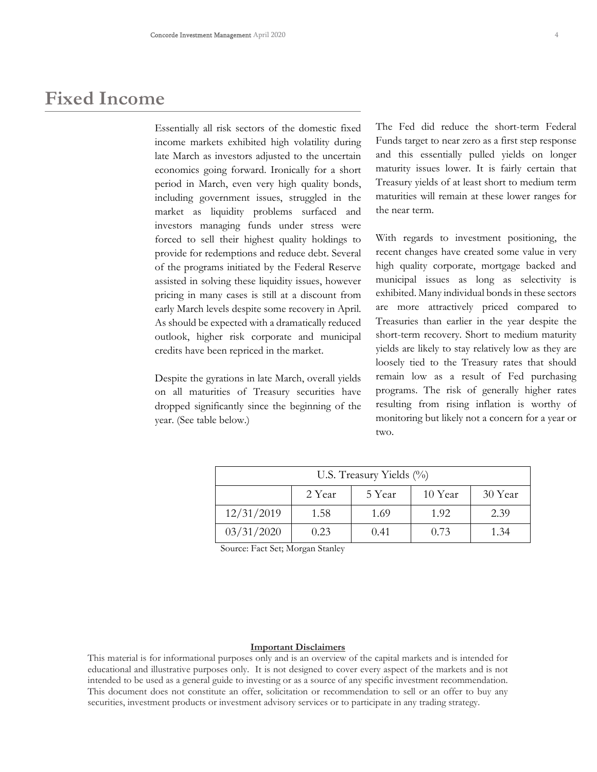# Fixed Income

Essentially all risk sectors of the domestic fixed income markets exhibited high volatility during late March as investors adjusted to the uncertain economics going forward. Ironically for a short period in March, even very high quality bonds, including government issues, struggled in the market as liquidity problems surfaced and investors managing funds under stress were forced to sell their highest quality holdings to provide for redemptions and reduce debt. Several of the programs initiated by the Federal Reserve assisted in solving these liquidity issues, however pricing in many cases is still at a discount from early March levels despite some recovery in April. As should be expected with a dramatically reduced outlook, higher risk corporate and municipal credits have been repriced in the market.

Despite the gyrations in late March, overall yields on all maturities of Treasury securities have dropped significantly since the beginning of the year. (See table below.)

The Fed did reduce the short-term Federal Funds target to near zero as a first step response and this essentially pulled yields on longer maturity issues lower. It is fairly certain that Treasury yields of at least short to medium term maturities will remain at these lower ranges for the near term.

With regards to investment positioning, the recent changes have created some value in very high quality corporate, mortgage backed and municipal issues as long as selectivity is exhibited. Many individual bonds in these sectors are more attractively priced compared to Treasuries than earlier in the year despite the short-term recovery. Short to medium maturity yields are likely to stay relatively low as they are loosely tied to the Treasury rates that should remain low as a result of Fed purchasing programs. The risk of generally higher rates resulting from rising inflation is worthy of monitoring but likely not a concern for a year or two.

| U.S. Treasury Yields (%) | | | | |
|---|---|---|---|---|
| | 2 Year | 5 Year | 10 Year | 30 Year |
| 12/31/2019 | 1.58 | 1.69 | 1.92 | 2.39 |
| 03/31/2020 | 0.23 | 0.41 | 0.73 | 1.34 |

Source: Fact Set; Morgan Stanley

**Important Disclaimers**

This material is for informational purposes only and is an overview of the capital markets and is intended for educational and illustrative purposes only. It is not designed to cover every aspect of the markets and is not intended to be used as a general guide to investing or as a source of any specific investment recommendation. This document does not constitute an offer, solicitation or recommendation to sell or an offer to buy any securities, investment products or investment advisory services or to participate in any trading strategy.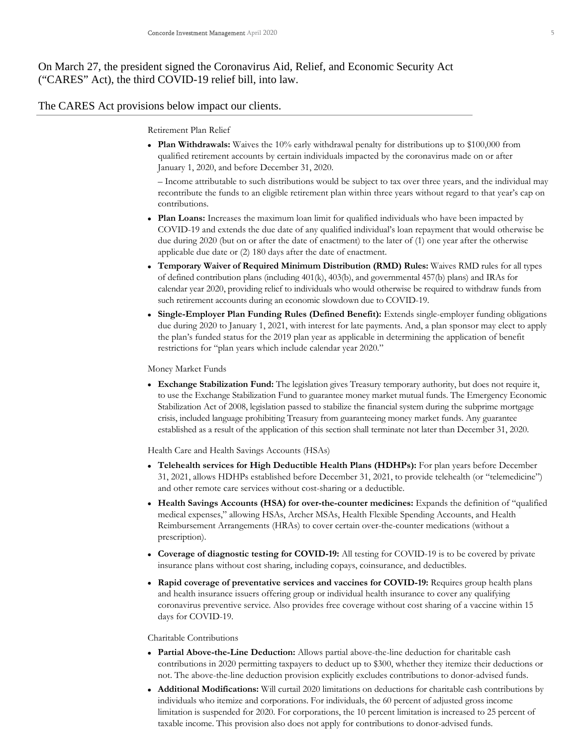## On March 27, the president signed the Coronavirus Aid, Relief, and Economic Security Act ("CARES" Act), the third COVID-19 relief bill, into law.

## The CARES Act provisions below impact our clients.

### Retirement Plan Relief

- **Plan Withdrawals:** Waives the 10% early withdrawal penalty for distributions up to $100,000 from qualified retirement accounts by certain individuals impacted by the coronavirus made on or after January 1, 2020, and before December 31, 2020.

  – Income attributable to such distributions would be subject to tax over three years, and the individual may recontribute the funds to an eligible retirement plan within three years without regard to that year's cap on contributions.

- **Plan Loans:** Increases the maximum loan limit for qualified individuals who have been impacted by COVID-19 and extends the due date of any qualified individual's loan repayment that would otherwise be due during 2020 (but on or after the date of enactment) to the later of (1) one year after the otherwise applicable due date or (2) 180 days after the date of enactment.
- **Temporary Waiver of Required Minimum Distribution (RMD) Rules:** Waives RMD rules for all types of defined contribution plans (including 401(k), 403(b), and governmental 457(b) plans) and IRAs for calendar year 2020, providing relief to individuals who would otherwise be required to withdraw funds from such retirement accounts during an economic slowdown due to COVID-19.
- **Single-Employer Plan Funding Rules (Defined Benefit):** Extends single-employer funding obligations due during 2020 to January 1, 2021, with interest for late payments. And, a plan sponsor may elect to apply the plan's funded status for the 2019 plan year as applicable in determining the application of benefit restrictions for "plan years which include calendar year 2020."

### Money Market Funds

- **Exchange Stabilization Fund:** The legislation gives Treasury temporary authority, but does not require it, to use the Exchange Stabilization Fund to guarantee money market mutual funds. The Emergency Economic Stabilization Act of 2008, legislation passed to stabilize the financial system during the subprime mortgage crisis, included language prohibiting Treasury from guaranteeing money market funds. Any guarantee established as a result of the application of this section shall terminate not later than December 31, 2020.

### Health Care and Health Savings Accounts (HSAs)

- **Telehealth services for High Deductible Health Plans (HDHPs):** For plan years before December 31, 2021, allows HDHPs established before December 31, 2021, to provide telehealth (or "telemedicine") and other remote care services without cost-sharing or a deductible.
- **Health Savings Accounts (HSA) for over-the-counter medicines:** Expands the definition of "qualified medical expenses," allowing HSAs, Archer MSAs, Health Flexible Spending Accounts, and Health Reimbursement Arrangements (HRAs) to cover certain over-the-counter medications (without a prescription).
- **Coverage of diagnostic testing for COVID-19:** All testing for COVID-19 is to be covered by private insurance plans without cost sharing, including copays, coinsurance, and deductibles.
- **Rapid coverage of preventative services and vaccines for COVID-19:** Requires group health plans and health insurance issuers offering group or individual health insurance to cover any qualifying coronavirus preventive service. Also provides free coverage without cost sharing of a vaccine within 15 days for COVID-19.

### Charitable Contributions

- **Partial Above-the-Line Deduction:** Allows partial above-the-line deduction for charitable cash contributions in 2020 permitting taxpayers to deduct up to $300, whether they itemize their deductions or not. The above-the-line deduction provision explicitly excludes contributions to donor-advised funds.
- **Additional Modifications:** Will curtail 2020 limitations on deductions for charitable cash contributions by individuals who itemize and corporations. For individuals, the 60 percent of adjusted gross income limitation is suspended for 2020. For corporations, the 10 percent limitation is increased to 25 percent of taxable income. This provision also does not apply for contributions to donor-advised funds.